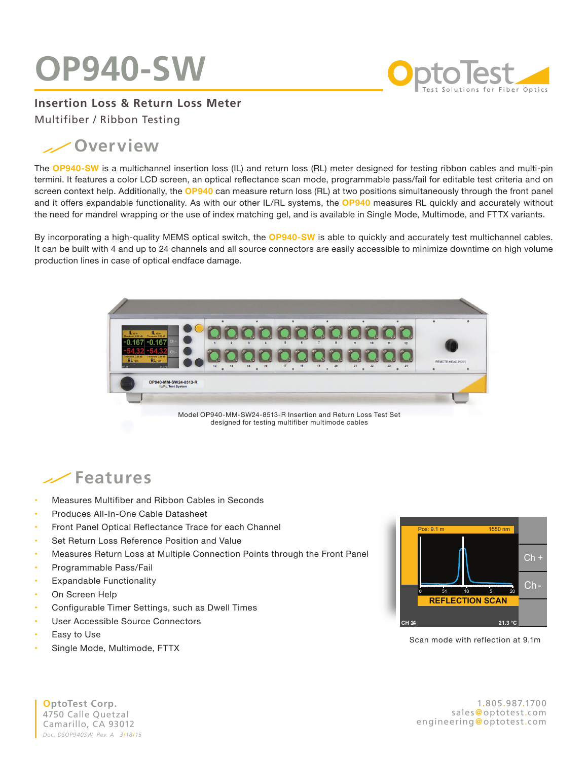# OP940-SW

OptoTest — Test Solutions for Fiber Optics

## Insertion Loss & Return Loss Meter

Multifiber / Ribbon Testing

## Overview

The **OP940-SW** is a multichannel insertion loss (IL) and return loss (RL) meter designed for testing ribbon cables and multi-pin termini. It features a color LCD screen, an optical reflectance scan mode, programmable pass/fail for editable test criteria and on screen context help. Additionally, the **OP940** can measure return loss (RL) at two positions simultaneously through the front panel and it offers expandable functionality. As with our other IL/RL systems, the **OP940** measures RL quickly and accurately without the need for mandrel wrapping or the use of index matching gel, and is available in Single Mode, Multimode, and FTTX variants.

By incorporating a high-quality MEMS optical switch, the **OP940-SW** is able to quickly and accurately test multichannel cables. It can be built with 4 and up to 24 channels and all source connectors are easily accessible to minimize downtime on high volume production lines in case of optical endface damage.

Model OP940-MM-SW24-8513-R Insertion and Return Loss Test Set designed for testing multifiber multimode cables

## Features

- Measures Multifiber and Ribbon Cables in Seconds
- Produces All-In-One Cable Datasheet
- Front Panel Optical Reflectance Trace for each Channel
- Set Return Loss Reference Position and Value
- Measures Return Loss at Multiple Connection Points through the Front Panel
- Programmable Pass/Fail
- Expandable Functionality
- On Screen Help
- Configurable Timer Settings, such as Dwell Times
- User Accessible Source Connectors
- Easy to Use
- Single Mode, Multimode, FTTX

Scan mode with reflection at 9.1m

**OptoTest Corp.**
4750 Calle Quetzal
Camarillo, CA 93012
*Doc: DSOP940SW Rev. A 3/18/15*

1.805.987.1700
sales@optotest.com
engineering@optotest.com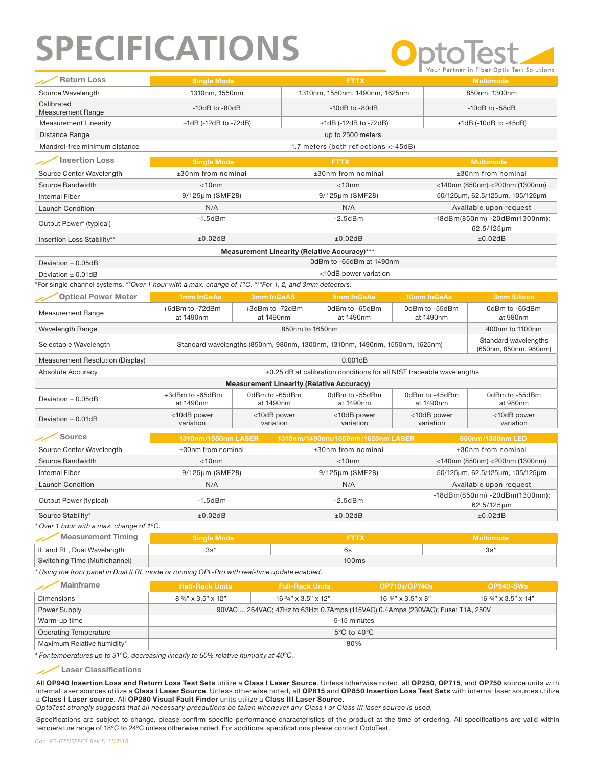# SPECIFICATIONS

OptoTest
Your Partner in Fiber Optic Test Solutions

| Return Loss | Single Mode | FTTX | Multimode |
|---|---|---|---|
| Source Wavelength | 1310nm, 1550nm | 1310nm, 1550nm, 1490nm, 1625nm | 850nm, 1300nm |
| Calibrated Measurement Range | -10dB to -80dB | -10dB to -80dB | -10dB to -58dB |
| Measurement Linearity | ±1dB (-12dB to -72dB) | ±1dB (-12dB to -72dB) | ±1dB (-10dB to -45dB) |
| Distance Range | up to 2500 meters | | |
| Mandrel-free minimum distance | 1.7 meters (both reflections <-45dB) | | |

| Insertion Loss | Single Mode | FTTX | Multimode |
|---|---|---|---|
| Source Center Wavelength | ±30nm from nominal | ±30nm from nominal | ±30nm from nominal |
| Source Bandwidth | <10nm | <10nm | <140nm (850nm) <200nm (1300nm) |
| Internal Fiber | 9/125µm (SMF28) | 9/125µm (SMF28) | 50/125µm, 62.5/125µm, 105/125µm |
| Launch Condition | N/A | N/A | Available upon request |
| Output Power* (typical) | -1.5dBm | -2.5dBm | -18dBm(850nm) -20dBm(1300nm): 62.5/125µm |
| Insertion Loss Stability** | ±0.02dB | ±0.02dB | ±0.02dB |
| **Measurement Linearity (Relative Accuracy)*** ** | | | |
| Deviation ± 0.05dB | 0dBm to -65dBm at 1490nm | | |
| Deviation ± 0.01dB | <10dB power variation | | |

*For single channel systems. **Over 1 hour with a max. change of 1°C. ***For 1, 2, and 3mm detectors.*

| Optical Power Meter | 1mm InGaAs | 3mm InGaAS | 5mm InGaAs | 10mm InGaAs | 3mm Silicon |
|---|---|---|---|---|---|
| Measurement Range | +6dBm to -72dBm at 1490nm | +3dBm to -72dBm at 1490nm | 0dBm to -65dBm at 1490nm | 0dBm to -55dBm at 1490nm | 0dBm to -65dBm at 980nm |
| Wavelength Range | 850nm to 1650nm | | | | 400nm to 1100nm |
| Selectable Wavelength | Standard wavelengths (850nm, 980nm, 1300nm, 1310nm, 1490nm, 1550nm, 1625nm) | | | | Standard wavelengths (650nm, 850nm, 980nm) |
| Measurement Resolution (Display) | 0.001dB | | | | |
| Absolute Accuracy | ±0.25 dB at calibration conditions for all NIST traceable wavelengths | | | | |
| **Measurement Linearity (Relative Accuracy)** | | | | | |
| Deviation ± 0.05dB | +3dBm to -65dBm at 1490nm | 0dBm to -65dBm at 1490nm | 0dBm to -55dBm at 1490nm | 0dBm to -45dBm at 1490nm | 0dBm to -55dBm at 980nm |
| Deviation ± 0.01dB | <10dB power variation | <10dB power variation | <10dB power variation | <10dB power variation | <10dB power variation |

| Source | 1310nm/1550nm LASER | 1310nm/1490nm/1550nm/1625nm LASER | 850nm/1300nm LED |
|---|---|---|---|
| Source Center Wavelength | ±30nm from nominal | ±30nm from nominal | ±30nm from nominal |
| Source Bandwidth | <10nm | <10nm | <140nm (850nm) <200nm (1300nm) |
| Internal Fiber | 9/125µm (SMF28) | 9/125µm (SMF28) | 50/125µm, 62.5/125µm, 105/125µm |
| Launch Condition | N/A | N/A | Available upon request |
| Output Power (typical) | -1.5dBm | -2.5dBm | -18dBm(850nm) -20dBm(1300nm): 62.5/125µm |
| Source Stability* | ±0.02dB | ±0.02dB | ±0.02dB |

*\* Over 1 hour with a max. change of 1°C.*

| Measurement Timing | Single Mode | FTTX | Multimode |
|---|---|---|---|
| IL and RL, Dual Wavelength | 3s* | 6s | 3s* |
| Switching Time (Multichannel) | 100ms | | |

*\* Using the front panel in Dual ILRL mode or running OPL-Pro with real-time update enabled.*

| Mainframe | Half-Rack Units | Full-Rack Units | OP710s/OP740s | OP940-SWs |
|---|---|---|---|---|
| Dimensions | 8 ⅜" x 3.5" x 12" | 16 ¾" x 3.5" x 12" | 16 ¾" x 3.5" x 8" | 16 ¾" x 3.5" x 14" |
| Power Supply | 90VAC ... 264VAC; 47Hz to 63Hz; 0.7Amps (115VAC) 0.4Amps (230VAC); Fuse: T1A, 250V | | | |
| Warm-up time | 5-15 minutes | | | |
| Operating Temperature | 5°C to 40°C | | | |
| Maximum Relative humidity* | 80% | | | |

*\* For temperatures up to 31°C, decreasing linearly to 50% relative humidity at 40°C.*

## Laser Classifications

All **OP940 Insertion Loss and Return Loss Test Sets** utilize a **Class I Laser Source**. Unless otherwise noted, all **OP250**, **OP715**, and **OP750** source units with internal laser sources utilize a **Class I Laser Source**. Unless otherwise noted, all **OP815** and **OP850 Insertion Loss Test Sets** with internal laser sources utilize a **Class I Laser source**. All **OP280 Visual Fault Finder** units utilize a **Class III Laser Source**.
*OptoTest strongly suggests that all necessary precautions be taken whenever any Class I or Class III laser source is used.*

Specifications are subject to change, please confirm specific performance characteristics of the product at the time of ordering. All specifications are valid within temperature range of 18°C to 24°C unless otherwise noted. For additional specifications please contact OptoTest.

*Doc: PS-GENSPECS Rev.D 11/7/18*